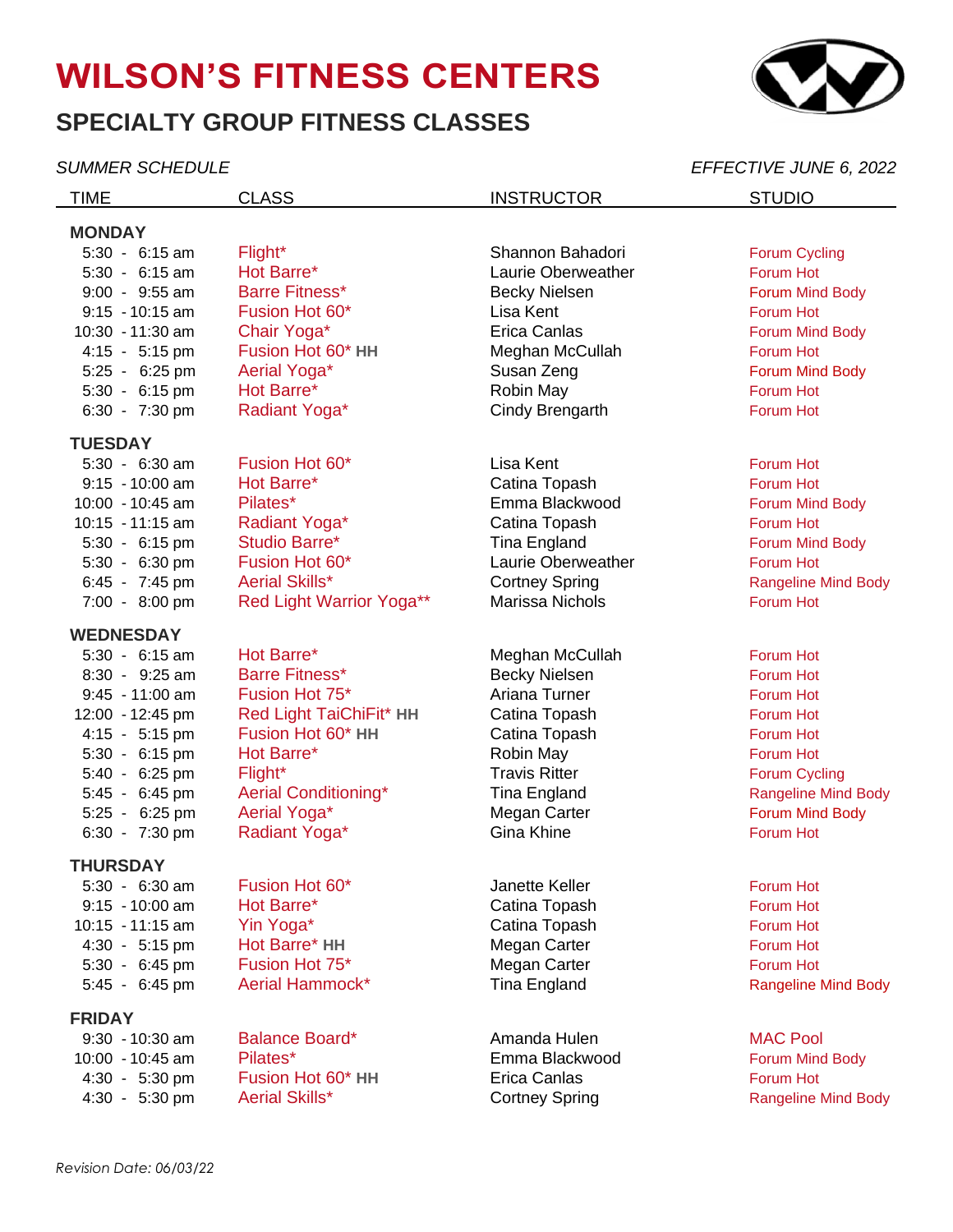# WILSON'S FITNESS CENTERS

## SPECIALTY GROUP FITNESS CLASSES

*SUMMER SCHEDULE* *EFFECTIVE JUNE 6, 2022*

| TIME | CLASS | INSTRUCTOR | STUDIO |
|---|---|---|---|
| **MONDAY** | | | |
| 5:30 - 6:15 am | Flight* | Shannon Bahadori | Forum Cycling |
| 5:30 - 6:15 am | Hot Barre* | Laurie Oberweather | Forum Hot |
| 9:00 - 9:55 am | Barre Fitness* | Becky Nielsen | Forum Mind Body |
| 9:15 - 10:15 am | Fusion Hot 60* | Lisa Kent | Forum Hot |
| 10:30 - 11:30 am | Chair Yoga* | Erica Canlas | Forum Mind Body |
| 4:15 - 5:15 pm | Fusion Hot 60* **HH** | Meghan McCullah | Forum Hot |
| 5:25 - 6:25 pm | Aerial Yoga* | Susan Zeng | Forum Mind Body |
| 5:30 - 6:15 pm | Hot Barre* | Robin May | Forum Hot |
| 6:30 - 7:30 pm | Radiant Yoga* | Cindy Brengarth | Forum Hot |
| **TUESDAY** | | | |
| 5:30 - 6:30 am | Fusion Hot 60* | Lisa Kent | Forum Hot |
| 9:15 - 10:00 am | Hot Barre* | Catina Topash | Forum Hot |
| 10:00 - 10:45 am | Pilates* | Emma Blackwood | Forum Mind Body |
| 10:15 - 11:15 am | Radiant Yoga* | Catina Topash | Forum Hot |
| 5:30 - 6:15 pm | Studio Barre* | Tina England | Forum Mind Body |
| 5:30 - 6:30 pm | Fusion Hot 60* | Laurie Oberweather | Forum Hot |
| 6:45 - 7:45 pm | Aerial Skills* | Cortney Spring | Rangeline Mind Body |
| 7:00 - 8:00 pm | Red Light Warrior Yoga** | Marissa Nichols | Forum Hot |
| **WEDNESDAY** | | | |
| 5:30 - 6:15 am | Hot Barre* | Meghan McCullah | Forum Hot |
| 8:30 - 9:25 am | Barre Fitness* | Becky Nielsen | Forum Hot |
| 9:45 - 11:00 am | Fusion Hot 75* | Ariana Turner | Forum Hot |
| 12:00 - 12:45 pm | Red Light TaiChiFit* **HH** | Catina Topash | Forum Hot |
| 4:15 - 5:15 pm | Fusion Hot 60* **HH** | Catina Topash | Forum Hot |
| 5:30 - 6:15 pm | Hot Barre* | Robin May | Forum Hot |
| 5:40 - 6:25 pm | Flight* | Travis Ritter | Forum Cycling |
| 5:45 - 6:45 pm | Aerial Conditioning* | Tina England | Rangeline Mind Body |
| 5:25 - 6:25 pm | Aerial Yoga* | Megan Carter | Forum Mind Body |
| 6:30 - 7:30 pm | Radiant Yoga* | Gina Khine | Forum Hot |
| **THURSDAY** | | | |
| 5:30 - 6:30 am | Fusion Hot 60* | Janette Keller | Forum Hot |
| 9:15 - 10:00 am | Hot Barre* | Catina Topash | Forum Hot |
| 10:15 - 11:15 am | Yin Yoga* | Catina Topash | Forum Hot |
| 4:30 - 5:15 pm | Hot Barre* **HH** | Megan Carter | Forum Hot |
| 5:30 - 6:45 pm | Fusion Hot 75* | Megan Carter | Forum Hot |
| 5:45 - 6:45 pm | Aerial Hammock* | Tina England | Rangeline Mind Body |
| **FRIDAY** | | | |
| 9:30 - 10:30 am | Balance Board* | Amanda Hulen | MAC Pool |
| 10:00 - 10:45 am | Pilates* | Emma Blackwood | Forum Mind Body |
| 4:30 - 5:30 pm | Fusion Hot 60* **HH** | Erica Canlas | Forum Hot |
| 4:30 - 5:30 pm | Aerial Skills* | Cortney Spring | Rangeline Mind Body |

*Revision Date: 06/03/22*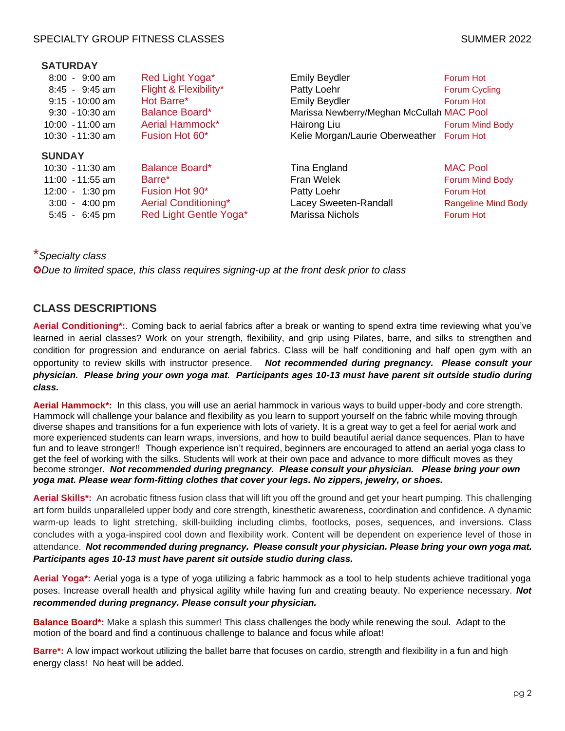SPECIALTY GROUP FITNESS CLASSES SUMMER 2022

## SATURDAY

| Time | Class | Instructor | Location |
|---|---|---|---|
| 8:00 - 9:00 am | Red Light Yoga* | Emily Beydler | Forum Hot |
| 8:45 - 9:45 am | Flight & Flexibility* | Patty Loehr | Forum Cycling |
| 9:15 - 10:00 am | Hot Barre* | Emily Beydler | Forum Hot |
| 9:30 - 10:30 am | Balance Board* | Marissa Newberry/Meghan McCullah | MAC Pool |
| 10:00 - 11:00 am | Aerial Hammock* | Hairong Liu | Forum Mind Body |
| 10:30 - 11:30 am | Fusion Hot 60* | Kelie Morgan/Laurie Oberweather | Forum Hot |

## SUNDAY

| Time | Class | Instructor | Location |
|---|---|---|---|
| 10:30 - 11:30 am | Balance Board* | Tina England | MAC Pool |
| 11:00 - 11:55 am | Barre* | Fran Welek | Forum Mind Body |
| 12:00 - 1:30 pm | Fusion Hot 90* | Patty Loehr | Forum Hot |
| 3:00 - 4:00 pm | Aerial Conditioning* | Lacey Sweeten-Randall | Rangeline Mind Body |
| 5:45 - 6:45 pm | Red Light Gentle Yoga* | Marissa Nichols | Forum Hot |

**\***_Specialty class_

✪_Due to limited space, this class requires signing-up at the front desk prior to class_

## CLASS DESCRIPTIONS

**Aerial Conditioning\*:**. Coming back to aerial fabrics after a break or wanting to spend extra time reviewing what you've learned in aerial classes? Work on your strength, flexibility, and grip using Pilates, barre, and silks to strengthen and condition for progression and endurance on aerial fabrics. Class will be half conditioning and half open gym with an opportunity to review skills with instructor presence. ***Not recommended during pregnancy. Please consult your physician. Please bring your own yoga mat. Participants ages 10-13 must have parent sit outside studio during class.***

**Aerial Hammock\*:** In this class, you will use an aerial hammock in various ways to build upper-body and core strength. Hammock will challenge your balance and flexibility as you learn to support yourself on the fabric while moving through diverse shapes and transitions for a fun experience with lots of variety. It is a great way to get a feel for aerial work and more experienced students can learn wraps, inversions, and how to build beautiful aerial dance sequences. Plan to have fun and to leave stronger!! Though experience isn't required, beginners are encouraged to attend an aerial yoga class to get the feel of working with the silks. Students will work at their own pace and advance to more difficult moves as they become stronger. ***Not recommended during pregnancy. Please consult your physician. Please bring your own yoga mat. Please wear form-fitting clothes that cover your legs. No zippers, jewelry, or shoes.***

**Aerial Skills\*:** An acrobatic fitness fusion class that will lift you off the ground and get your heart pumping. This challenging art form builds unparalleled upper body and core strength, kinesthetic awareness, coordination and confidence. A dynamic warm-up leads to light stretching, skill-building including climbs, footlocks, poses, sequences, and inversions. Class concludes with a yoga-inspired cool down and flexibility work. Content will be dependent on experience level of those in attendance. ***Not recommended during pregnancy. Please consult your physician. Please bring your own yoga mat. Participants ages 10-13 must have parent sit outside studio during class.***

**Aerial Yoga\*:** Aerial yoga is a type of yoga utilizing a fabric hammock as a tool to help students achieve traditional yoga poses. Increase overall health and physical agility while having fun and creating beauty. No experience necessary. ***Not recommended during pregnancy. Please consult your physician.***

**Balance Board\*:** Make a splash this summer! This class challenges the body while renewing the soul. Adapt to the motion of the board and find a continuous challenge to balance and focus while afloat!

**Barre\*:** A low impact workout utilizing the ballet barre that focuses on cardio, strength and flexibility in a fun and high energy class! No heat will be added.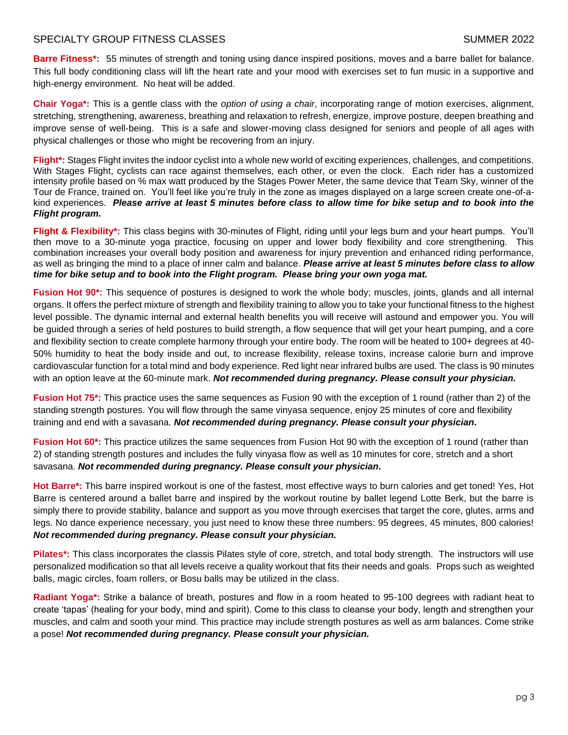Specialty Group Fitness Classes — Summer 2022

**Barre Fitness*:** 55 minutes of strength and toning using dance inspired positions, moves and a barre ballet for balance. This full body conditioning class will lift the heart rate and your mood with exercises set to fun music in a supportive and high-energy environment. No heat will be added.

**Chair Yoga*:** This is a gentle class with the *option of using a chair*, incorporating range of motion exercises, alignment, stretching, strengthening, awareness, breathing and relaxation to refresh, energize, improve posture, deepen breathing and improve sense of well-being. This is a safe and slower-moving class designed for seniors and people of all ages with physical challenges or those who might be recovering from an injury.

**Flight*:** Stages Flight invites the indoor cyclist into a whole new world of exciting experiences, challenges, and competitions. With Stages Flight, cyclists can race against themselves, each other, or even the clock. Each rider has a customized intensity profile based on % max watt produced by the Stages Power Meter, the same device that Team Sky, winner of the Tour de France, trained on. You'll feel like you're truly in the zone as images displayed on a large screen create one-of-a-kind experiences. ***Please arrive at least 5 minutes before class to allow time for bike setup and to book into the Flight program.***

**Flight & Flexibility*:** This class begins with 30-minutes of Flight, riding until your legs burn and your heart pumps. You'll then move to a 30-minute yoga practice, focusing on upper and lower body flexibility and core strengthening. This combination increases your overall body position and awareness for injury prevention and enhanced riding performance, as well as bringing the mind to a place of inner calm and balance. ***Please arrive at least 5 minutes before class to allow time for bike setup and to book into the Flight program. Please bring your own yoga mat.***

**Fusion Hot 90*:** This sequence of postures is designed to work the whole body; muscles, joints, glands and all internal organs. It offers the perfect mixture of strength and flexibility training to allow you to take your functional fitness to the highest level possible. The dynamic internal and external health benefits you will receive will astound and empower you. You will be guided through a series of held postures to build strength, a flow sequence that will get your heart pumping, and a core and flexibility section to create complete harmony through your entire body. The room will be heated to 100+ degrees at 40-50% humidity to heat the body inside and out, to increase flexibility, release toxins, increase calorie burn and improve cardiovascular function for a total mind and body experience. Red light near infrared bulbs are used. The class is 90 minutes with an option leave at the 60-minute mark. ***Not recommended during pregnancy. Please consult your physician.***

**Fusion Hot 75*:** This practice uses the same sequences as Fusion 90 with the exception of 1 round (rather than 2) of the standing strength postures. You will flow through the same vinyasa sequence, enjoy 25 minutes of core and flexibility training and end with a savasana. ***Not recommended during pregnancy. Please consult your physician.***

**Fusion Hot 60*:** This practice utilizes the same sequences from Fusion Hot 90 with the exception of 1 round (rather than 2) of standing strength postures and includes the fully vinyasa flow as well as 10 minutes for core, stretch and a short savasana. ***Not recommended during pregnancy. Please consult your physician.***

**Hot Barre*:** This barre inspired workout is one of the fastest, most effective ways to burn calories and get toned! Yes, Hot Barre is centered around a ballet barre and inspired by the workout routine by ballet legend Lotte Berk, but the barre is simply there to provide stability, balance and support as you move through exercises that target the core, glutes, arms and legs. No dance experience necessary, you just need to know these three numbers: 95 degrees, 45 minutes, 800 calories! ***Not recommended during pregnancy. Please consult your physician.***

**Pilates*:** This class incorporates the classis Pilates style of core, stretch, and total body strength. The instructors will use personalized modification so that all levels receive a quality workout that fits their needs and goals. Props such as weighted balls, magic circles, foam rollers, or Bosu balls may be utilized in the class.

**Radiant Yoga*:** Strike a balance of breath, postures and flow in a room heated to 95-100 degrees with radiant heat to create 'tapas' (healing for your body, mind and spirit). Come to this class to cleanse your body, length and strengthen your muscles, and calm and sooth your mind. This practice may include strength postures as well as arm balances. Come strike a pose! ***Not recommended during pregnancy. Please consult your physician.***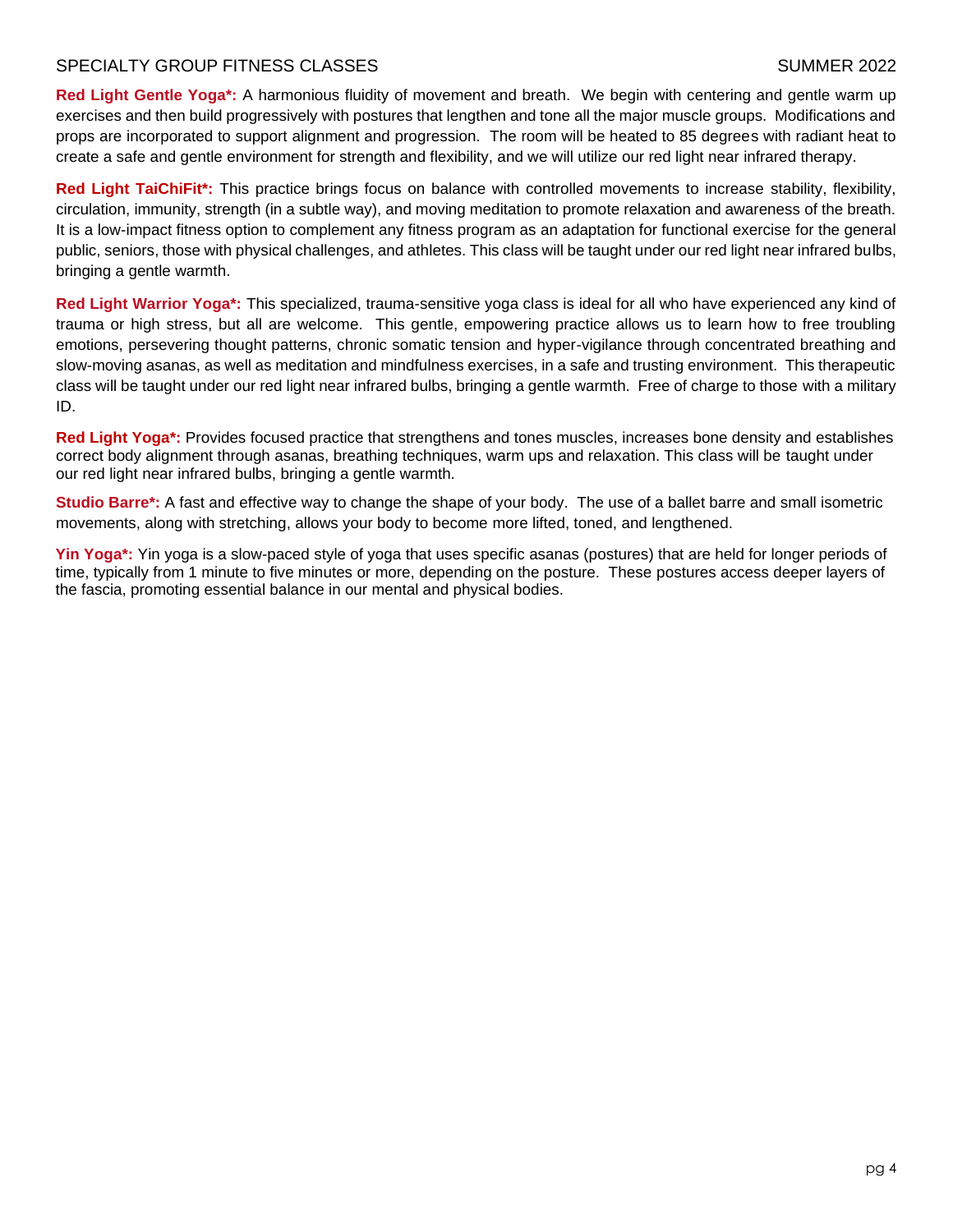**Red Light Gentle Yoga*:** A harmonious fluidity of movement and breath. We begin with centering and gentle warm up exercises and then build progressively with postures that lengthen and tone all the major muscle groups. Modifications and props are incorporated to support alignment and progression. The room will be heated to 85 degrees with radiant heat to create a safe and gentle environment for strength and flexibility, and we will utilize our red light near infrared therapy.

**Red Light TaiChiFit*:** This practice brings focus on balance with controlled movements to increase stability, flexibility, circulation, immunity, strength (in a subtle way), and moving meditation to promote relaxation and awareness of the breath. It is a low-impact fitness option to complement any fitness program as an adaptation for functional exercise for the general public, seniors, those with physical challenges, and athletes. This class will be taught under our red light near infrared bulbs, bringing a gentle warmth.

**Red Light Warrior Yoga*:** This specialized, trauma-sensitive yoga class is ideal for all who have experienced any kind of trauma or high stress, but all are welcome. This gentle, empowering practice allows us to learn how to free troubling emotions, persevering thought patterns, chronic somatic tension and hyper-vigilance through concentrated breathing and slow-moving asanas, as well as meditation and mindfulness exercises, in a safe and trusting environment. This therapeutic class will be taught under our red light near infrared bulbs, bringing a gentle warmth. Free of charge to those with a military ID.

**Red Light Yoga*:** Provides focused practice that strengthens and tones muscles, increases bone density and establishes correct body alignment through asanas, breathing techniques, warm ups and relaxation. This class will be taught under our red light near infrared bulbs, bringing a gentle warmth.

**Studio Barre*:** A fast and effective way to change the shape of your body. The use of a ballet barre and small isometric movements, along with stretching, allows your body to become more lifted, toned, and lengthened.

**Yin Yoga*:** Yin yoga is a slow-paced style of yoga that uses specific asanas (postures) that are held for longer periods of time, typically from 1 minute to five minutes or more, depending on the posture. These postures access deeper layers of the fascia, promoting essential balance in our mental and physical bodies.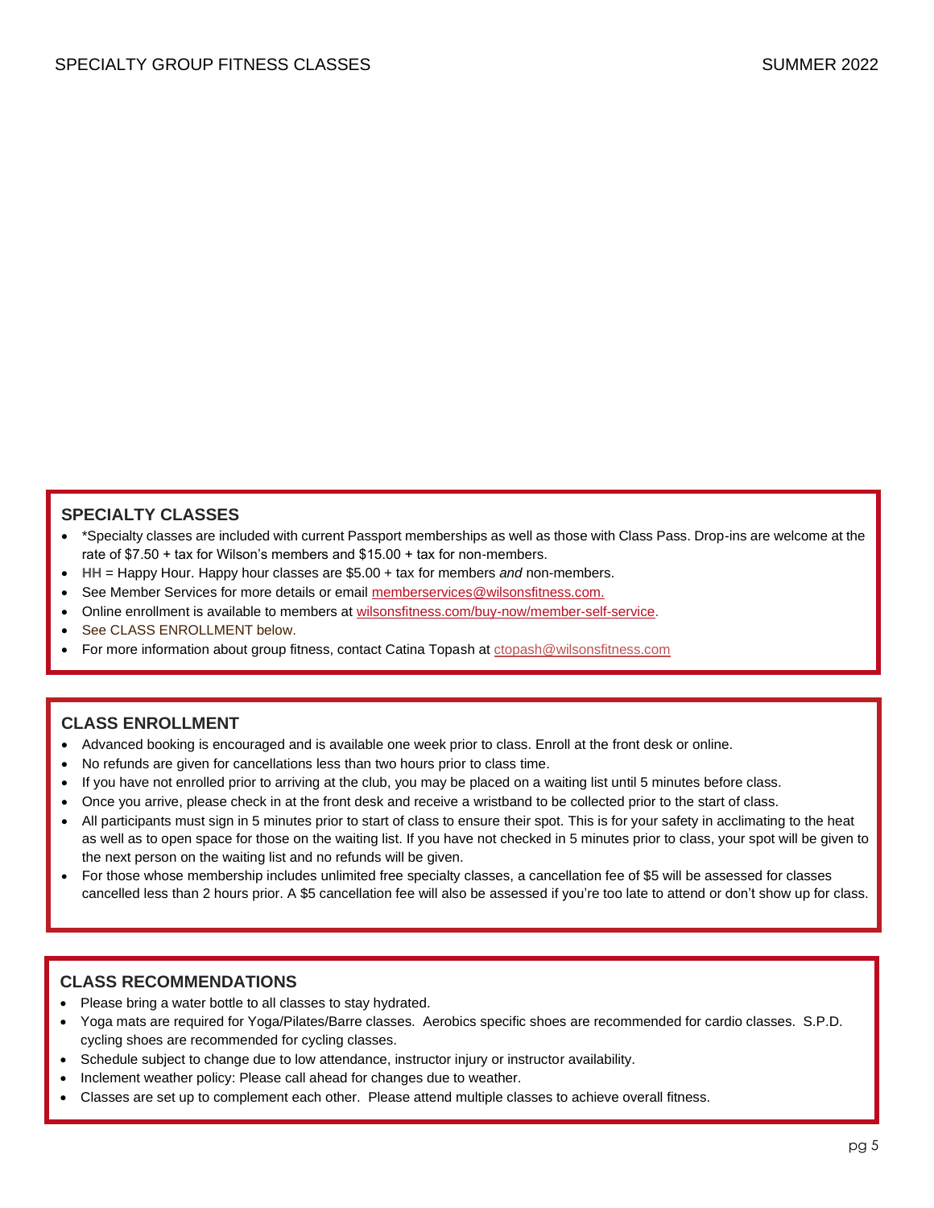## SPECIALTY CLASSES

- *Specialty classes are included with current Passport memberships as well as those with Class Pass. Drop-ins are welcome at the rate of $7.50 + tax for Wilson's members and $15.00 + tax for non-members.
- **HH** = Happy Hour. Happy hour classes are $5.00 + tax for members *and* non-members.
- See Member Services for more details or email memberservices@wilsonsfitness.com.
- Online enrollment is available to members at wilsonsfitness.com/buy-now/member-self-service.
- See CLASS ENROLLMENT below.
- For more information about group fitness, contact Catina Topash at ctopash@wilsonsfitness.com

## CLASS ENROLLMENT

- Advanced booking is encouraged and is available one week prior to class. Enroll at the front desk or online.
- No refunds are given for cancellations less than two hours prior to class time.
- If you have not enrolled prior to arriving at the club, you may be placed on a waiting list until 5 minutes before class.
- Once you arrive, please check in at the front desk and receive a wristband to be collected prior to the start of class.
- All participants must sign in 5 minutes prior to start of class to ensure their spot. This is for your safety in acclimating to the heat as well as to open space for those on the waiting list. If you have not checked in 5 minutes prior to class, your spot will be given to the next person on the waiting list and no refunds will be given.
- For those whose membership includes unlimited free specialty classes, a cancellation fee of $5 will be assessed for classes cancelled less than 2 hours prior. A $5 cancellation fee will also be assessed if you're too late to attend or don't show up for class.

## CLASS RECOMMENDATIONS

- Please bring a water bottle to all classes to stay hydrated.
- Yoga mats are required for Yoga/Pilates/Barre classes. Aerobics specific shoes are recommended for cardio classes. S.P.D. cycling shoes are recommended for cycling classes.
- Schedule subject to change due to low attendance, instructor injury or instructor availability.
- Inclement weather policy: Please call ahead for changes due to weather.
- Classes are set up to complement each other. Please attend multiple classes to achieve overall fitness.